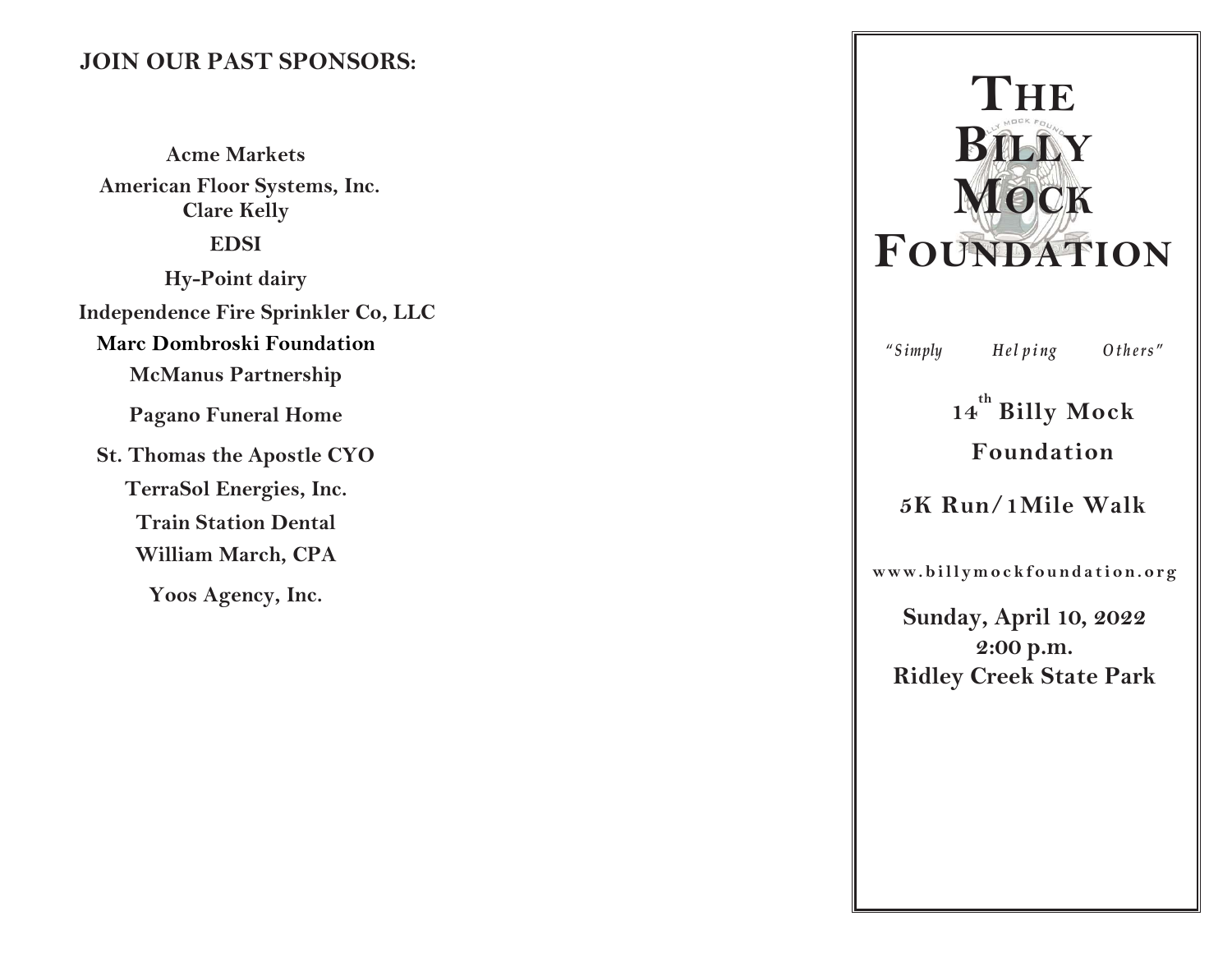## JOIN OUR PAST SPONSORS:

**Acme Markets**

**American Floor Systems, Inc.**

**Clare Kelly**

**EDSI**

**Hy-Point dairy**

**Independence Fire Sprinkler Co, LLC**

**Marc Dombroski Foundation**

**McManus Partnership**

**Pagano Funeral Home**

**St. Thomas the Apostle CYO**

**TerraSol Energies, Inc.**

**Train Station Dental**

**William March, CPA**

**Yoos Agency, Inc.**

# The Billy Mock Foundation

*"Simply Helping Others"*

**14th Billy Mock Foundation**

**5K Run/1Mile Walk**

**www.billymockfoundation.org**

**Sunday, April 10, 2022**
**2:00 p.m.**
**Ridley Creek State Park**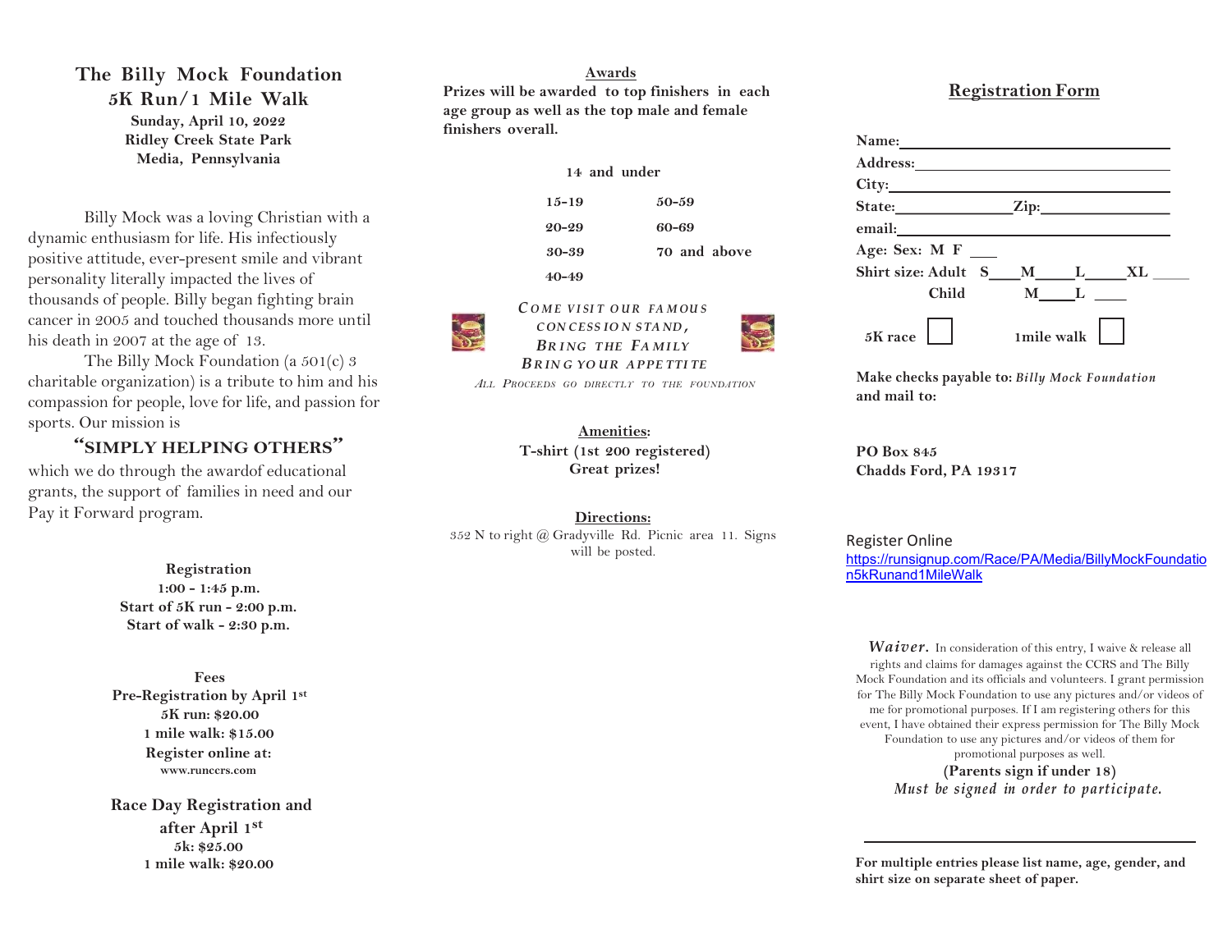# The Billy Mock Foundation
## 5K Run/1 Mile Walk

**Sunday, April 10, 2022**
**Ridley Creek State Park**
**Media, Pennsylvania**

Billy Mock was a loving Christian with a dynamic enthusiasm for life. His infectiously positive attitude, ever-present smile and vibrant personality literally impacted the lives of thousands of people. Billy began fighting brain cancer in 2005 and touched thousands more until his death in 2007 at the age of 13.

The Billy Mock Foundation (a 501(c) 3 charitable organization) is a tribute to him and his compassion for people, love for life, and passion for sports. Our mission is

**"SIMPLY HELPING OTHERS"**

which we do through the awardof educational grants, the support of families in need and our Pay it Forward program.

**Registration**
**1:00 - 1:45 p.m.**
**Start of 5K run - 2:00 p.m.**
**Start of walk - 2:30 p.m.**

**Fees**
**Pre-Registration by April 1st**
**5K run: $20.00**
**1 mile walk: $15.00**
**Register online at:**
**www.runccrs.com**

**Race Day Registration and after April 1st**
**5k: $25.00**
**1 mile walk: $20.00**

**Awards**

**Prizes will be awarded to top finishers in each age group as well as the top male and female finishers overall.**

**14 and under**

| | |
|---|---|
| **15-19** | **50-59** |
| **20-29** | **60-69** |
| **30-39** | **70 and above** |
| **40-49** | |

***COME VISIT OUR FAMOUS CONCESSION STAND,***
***BRING THE FAMILY***
***BRING YOUR APPETTITE***

*ALL PROCEEDS GO DIRECTLY TO THE FOUNDATION*

**Amenities:**
**T-shirt (1st 200 registered)**
**Great prizes!**

**Directions:**
352 N to right @ Gradyville Rd. Picnic area 11. Signs will be posted.

## Registration Form

**Name:** ____________________
**Address:** ____________________
**City:** ____________________
**State:** ________ **Zip:** ________
**email:** ____________________
**Age: Sex: M F** ___
**Shirt size: Adult S**___**M**___**L**___**XL** ___
**Child M**___**L** ___

**5K race** ☐ **1mile walk** ☐

**Make checks payable to:** ***Billy Mock Foundation*** **and mail to:**

**PO Box 845**
**Chadds Ford, PA 19317**

Register Online
https://runsignup.com/Race/PA/Media/BillyMockFoundation5kRunand1MileWalk

***Waiver.*** In consideration of this entry, I waive & release all rights and claims for damages against the CCRS and The Billy Mock Foundation and its officials and volunteers. I grant permission for The Billy Mock Foundation to use any pictures and/or videos of me for promotional purposes. If I am registering others for this event, I have obtained their express permission for The Billy Mock Foundation to use any pictures and/or videos of them for promotional purposes as well.

**(Parents sign if under 18)**
*Must be signed in order to participate.*

____________________

**For multiple entries please list name, age, gender, and shirt size on separate sheet of paper.**